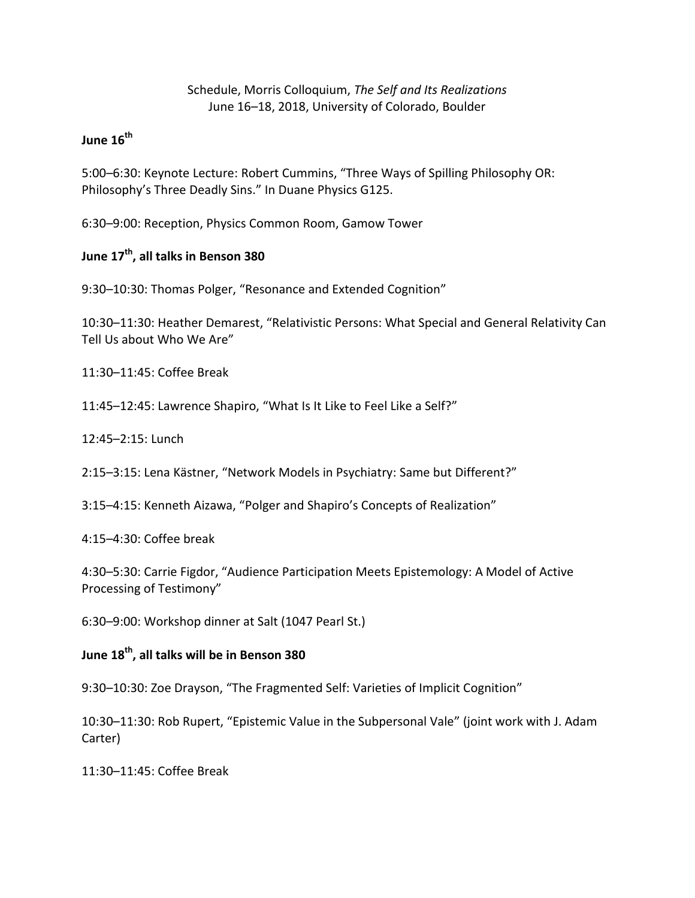Schedule, Morris Colloquium, *The Self and Its Realizations*
June 16–18, 2018, University of Colorado, Boulder

## June 16th

5:00–6:30: Keynote Lecture: Robert Cummins, "Three Ways of Spilling Philosophy OR: Philosophy's Three Deadly Sins." In Duane Physics G125.

6:30–9:00: Reception, Physics Common Room, Gamow Tower

## June 17th, all talks in Benson 380

9:30–10:30: Thomas Polger, "Resonance and Extended Cognition"

10:30–11:30: Heather Demarest, "Relativistic Persons: What Special and General Relativity Can Tell Us about Who We Are"

11:30–11:45: Coffee Break

11:45–12:45: Lawrence Shapiro, "What Is It Like to Feel Like a Self?"

12:45–2:15: Lunch

2:15–3:15: Lena Kästner, "Network Models in Psychiatry: Same but Different?"

3:15–4:15: Kenneth Aizawa, "Polger and Shapiro's Concepts of Realization"

4:15–4:30: Coffee break

4:30–5:30: Carrie Figdor, "Audience Participation Meets Epistemology: A Model of Active Processing of Testimony"

6:30–9:00: Workshop dinner at Salt (1047 Pearl St.)

## June 18th, all talks will be in Benson 380

9:30–10:30: Zoe Drayson, "The Fragmented Self: Varieties of Implicit Cognition"

10:30–11:30: Rob Rupert, "Epistemic Value in the Subpersonal Vale" (joint work with J. Adam Carter)

11:30–11:45: Coffee Break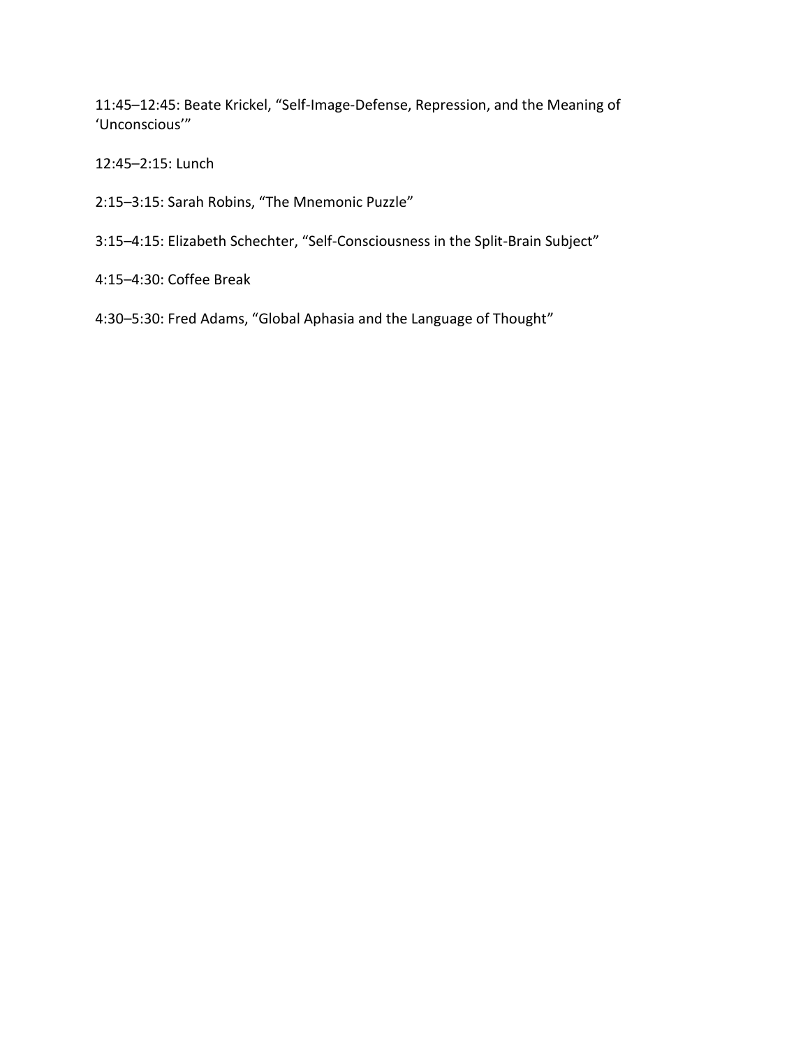11:45–12:45: Beate Krickel, “Self-Image-Defense, Repression, and the Meaning of ‘Unconscious’”

12:45–2:15: Lunch

2:15–3:15: Sarah Robins, “The Mnemonic Puzzle”

3:15–4:15: Elizabeth Schechter, “Self-Consciousness in the Split-Brain Subject”

4:15–4:30: Coffee Break

4:30–5:30: Fred Adams, “Global Aphasia and the Language of Thought”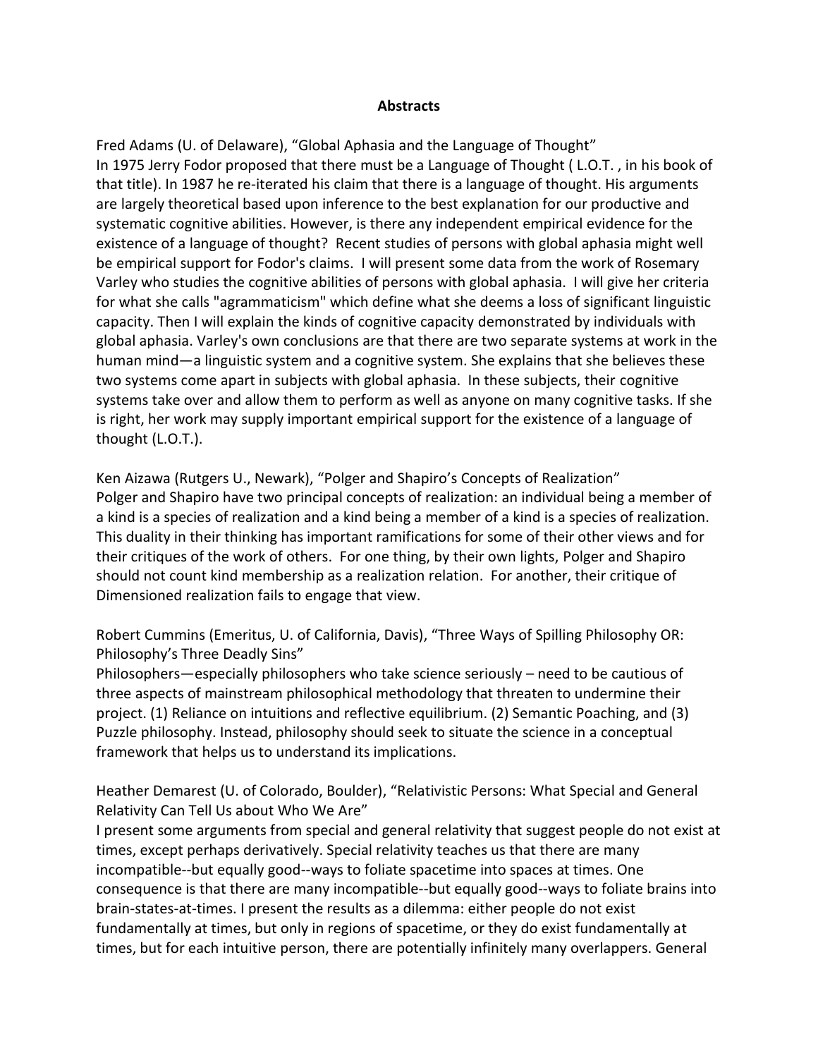## Abstracts

Fred Adams (U. of Delaware), "Global Aphasia and the Language of Thought"
In 1975 Jerry Fodor proposed that there must be a Language of Thought ( L.O.T. , in his book of that title). In 1987 he re-iterated his claim that there is a language of thought. His arguments are largely theoretical based upon inference to the best explanation for our productive and systematic cognitive abilities. However, is there any independent empirical evidence for the existence of a language of thought? Recent studies of persons with global aphasia might well be empirical support for Fodor's claims. I will present some data from the work of Rosemary Varley who studies the cognitive abilities of persons with global aphasia. I will give her criteria for what she calls "agrammaticism" which define what she deems a loss of significant linguistic capacity. Then I will explain the kinds of cognitive capacity demonstrated by individuals with global aphasia. Varley's own conclusions are that there are two separate systems at work in the human mind—a linguistic system and a cognitive system. She explains that she believes these two systems come apart in subjects with global aphasia. In these subjects, their cognitive systems take over and allow them to perform as well as anyone on many cognitive tasks. If she is right, her work may supply important empirical support for the existence of a language of thought (L.O.T.).

Ken Aizawa (Rutgers U., Newark), "Polger and Shapiro's Concepts of Realization"
Polger and Shapiro have two principal concepts of realization: an individual being a member of a kind is a species of realization and a kind being a member of a kind is a species of realization. This duality in their thinking has important ramifications for some of their other views and for their critiques of the work of others. For one thing, by their own lights, Polger and Shapiro should not count kind membership as a realization relation. For another, their critique of Dimensioned realization fails to engage that view.

Robert Cummins (Emeritus, U. of California, Davis), "Three Ways of Spilling Philosophy OR: Philosophy's Three Deadly Sins"
Philosophers—especially philosophers who take science seriously – need to be cautious of three aspects of mainstream philosophical methodology that threaten to undermine their project. (1) Reliance on intuitions and reflective equilibrium. (2) Semantic Poaching, and (3) Puzzle philosophy. Instead, philosophy should seek to situate the science in a conceptual framework that helps us to understand its implications.

Heather Demarest (U. of Colorado, Boulder), "Relativistic Persons: What Special and General Relativity Can Tell Us about Who We Are"
I present some arguments from special and general relativity that suggest people do not exist at times, except perhaps derivatively. Special relativity teaches us that there are many incompatible--but equally good--ways to foliate spacetime into spaces at times. One consequence is that there are many incompatible--but equally good--ways to foliate brains into brain-states-at-times. I present the results as a dilemma: either people do not exist fundamentally at times, but only in regions of spacetime, or they do exist fundamentally at times, but for each intuitive person, there are potentially infinitely many overlappers. General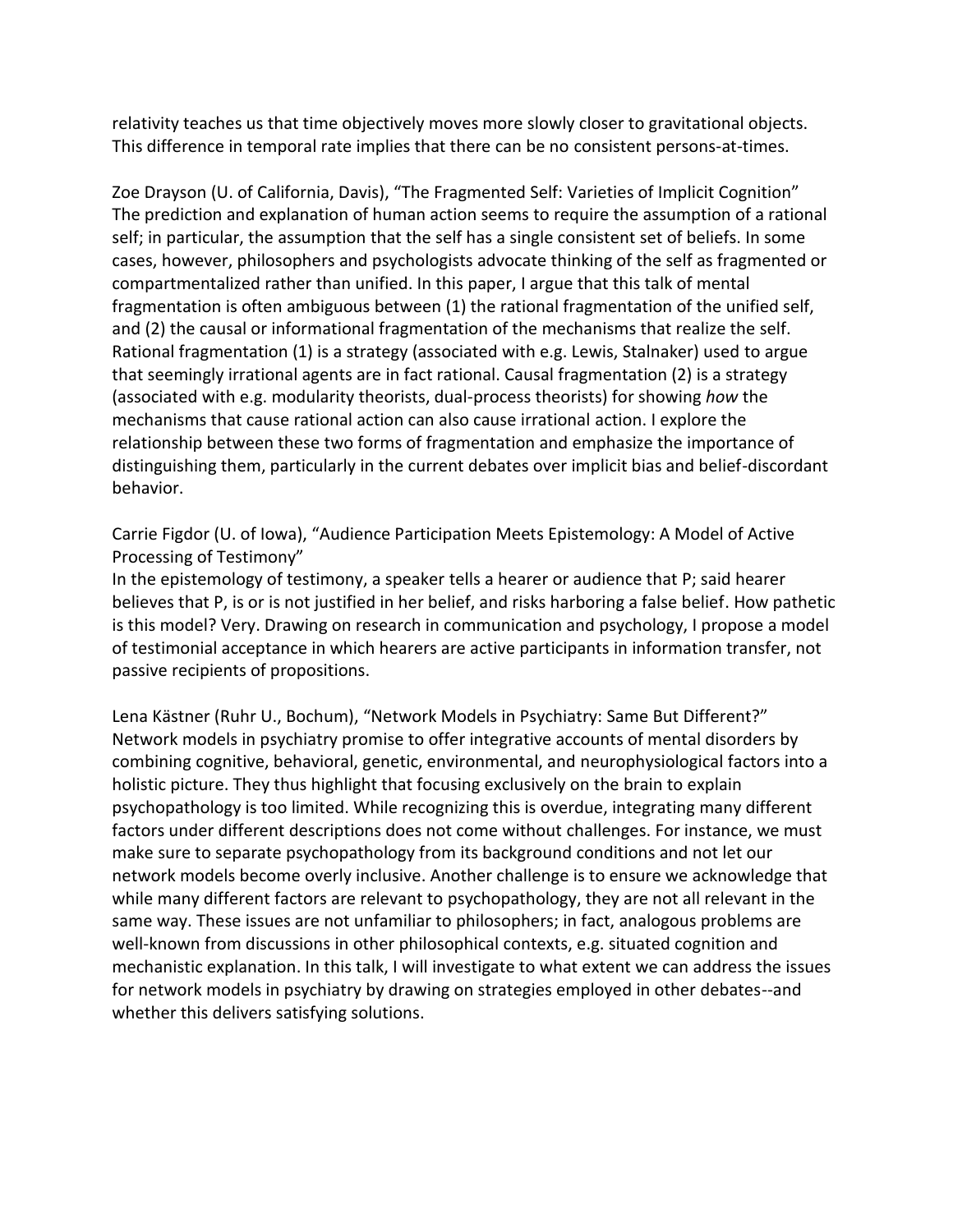relativity teaches us that time objectively moves more slowly closer to gravitational objects. This difference in temporal rate implies that there can be no consistent persons-at-times.

Zoe Drayson (U. of California, Davis), "The Fragmented Self: Varieties of Implicit Cognition"
The prediction and explanation of human action seems to require the assumption of a rational self; in particular, the assumption that the self has a single consistent set of beliefs. In some cases, however, philosophers and psychologists advocate thinking of the self as fragmented or compartmentalized rather than unified. In this paper, I argue that this talk of mental fragmentation is often ambiguous between (1) the rational fragmentation of the unified self, and (2) the causal or informational fragmentation of the mechanisms that realize the self. Rational fragmentation (1) is a strategy (associated with e.g. Lewis, Stalnaker) used to argue that seemingly irrational agents are in fact rational. Causal fragmentation (2) is a strategy (associated with e.g. modularity theorists, dual-process theorists) for showing *how* the mechanisms that cause rational action can also cause irrational action. I explore the relationship between these two forms of fragmentation and emphasize the importance of distinguishing them, particularly in the current debates over implicit bias and belief-discordant behavior.

Carrie Figdor (U. of Iowa), "Audience Participation Meets Epistemology: A Model of Active Processing of Testimony"
In the epistemology of testimony, a speaker tells a hearer or audience that P; said hearer believes that P, is or is not justified in her belief, and risks harboring a false belief. How pathetic is this model? Very. Drawing on research in communication and psychology, I propose a model of testimonial acceptance in which hearers are active participants in information transfer, not passive recipients of propositions.

Lena Kästner (Ruhr U., Bochum), "Network Models in Psychiatry: Same But Different?"
Network models in psychiatry promise to offer integrative accounts of mental disorders by combining cognitive, behavioral, genetic, environmental, and neurophysiological factors into a holistic picture. They thus highlight that focusing exclusively on the brain to explain psychopathology is too limited. While recognizing this is overdue, integrating many different factors under different descriptions does not come without challenges. For instance, we must make sure to separate psychopathology from its background conditions and not let our network models become overly inclusive. Another challenge is to ensure we acknowledge that while many different factors are relevant to psychopathology, they are not all relevant in the same way. These issues are not unfamiliar to philosophers; in fact, analogous problems are well-known from discussions in other philosophical contexts, e.g. situated cognition and mechanistic explanation. In this talk, I will investigate to what extent we can address the issues for network models in psychiatry by drawing on strategies employed in other debates--and whether this delivers satisfying solutions.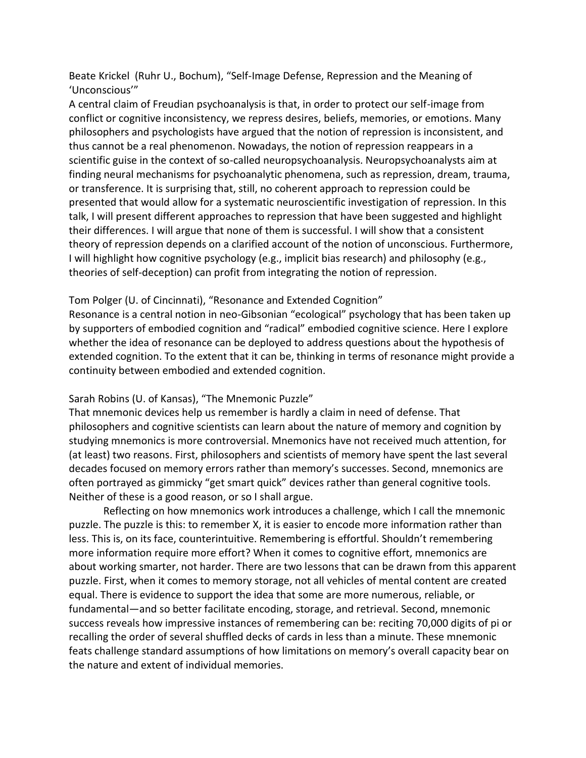Beate Krickel (Ruhr U., Bochum), "Self-Image Defense, Repression and the Meaning of 'Unconscious'"

A central claim of Freudian psychoanalysis is that, in order to protect our self-image from conflict or cognitive inconsistency, we repress desires, beliefs, memories, or emotions. Many philosophers and psychologists have argued that the notion of repression is inconsistent, and thus cannot be a real phenomenon. Nowadays, the notion of repression reappears in a scientific guise in the context of so-called neuropsychoanalysis. Neuropsychoanalysts aim at finding neural mechanisms for psychoanalytic phenomena, such as repression, dream, trauma, or transference. It is surprising that, still, no coherent approach to repression could be presented that would allow for a systematic neuroscientific investigation of repression. In this talk, I will present different approaches to repression that have been suggested and highlight their differences. I will argue that none of them is successful. I will show that a consistent theory of repression depends on a clarified account of the notion of unconscious. Furthermore, I will highlight how cognitive psychology (e.g., implicit bias research) and philosophy (e.g., theories of self-deception) can profit from integrating the notion of repression.

Tom Polger (U. of Cincinnati), "Resonance and Extended Cognition"

Resonance is a central notion in neo-Gibsonian "ecological" psychology that has been taken up by supporters of embodied cognition and "radical" embodied cognitive science. Here I explore whether the idea of resonance can be deployed to address questions about the hypothesis of extended cognition. To the extent that it can be, thinking in terms of resonance might provide a continuity between embodied and extended cognition.

Sarah Robins (U. of Kansas), "The Mnemonic Puzzle"

That mnemonic devices help us remember is hardly a claim in need of defense. That philosophers and cognitive scientists can learn about the nature of memory and cognition by studying mnemonics is more controversial. Mnemonics have not received much attention, for (at least) two reasons. First, philosophers and scientists of memory have spent the last several decades focused on memory errors rather than memory's successes. Second, mnemonics are often portrayed as gimmicky "get smart quick" devices rather than general cognitive tools. Neither of these is a good reason, or so I shall argue.

Reflecting on how mnemonics work introduces a challenge, which I call the mnemonic puzzle. The puzzle is this: to remember X, it is easier to encode more information rather than less. This is, on its face, counterintuitive. Remembering is effortful. Shouldn't remembering more information require more effort? When it comes to cognitive effort, mnemonics are about working smarter, not harder. There are two lessons that can be drawn from this apparent puzzle. First, when it comes to memory storage, not all vehicles of mental content are created equal. There is evidence to support the idea that some are more numerous, reliable, or fundamental—and so better facilitate encoding, storage, and retrieval. Second, mnemonic success reveals how impressive instances of remembering can be: reciting 70,000 digits of pi or recalling the order of several shuffled decks of cards in less than a minute. These mnemonic feats challenge standard assumptions of how limitations on memory's overall capacity bear on the nature and extent of individual memories.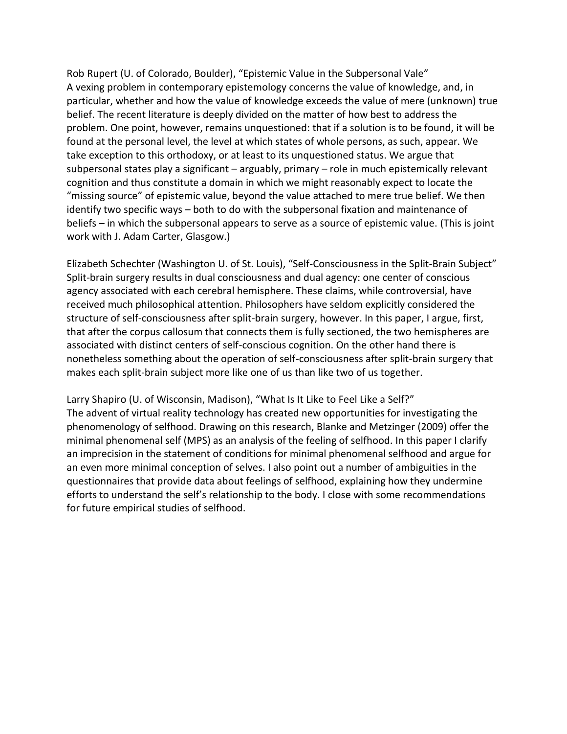Rob Rupert (U. of Colorado, Boulder), “Epistemic Value in the Subpersonal Vale”
A vexing problem in contemporary epistemology concerns the value of knowledge, and, in particular, whether and how the value of knowledge exceeds the value of mere (unknown) true belief. The recent literature is deeply divided on the matter of how best to address the problem. One point, however, remains unquestioned: that if a solution is to be found, it will be found at the personal level, the level at which states of whole persons, as such, appear. We take exception to this orthodoxy, or at least to its unquestioned status. We argue that subpersonal states play a significant – arguably, primary – role in much epistemically relevant cognition and thus constitute a domain in which we might reasonably expect to locate the “missing source” of epistemic value, beyond the value attached to mere true belief. We then identify two specific ways – both to do with the subpersonal fixation and maintenance of beliefs – in which the subpersonal appears to serve as a source of epistemic value. (This is joint work with J. Adam Carter, Glasgow.)

Elizabeth Schechter (Washington U. of St. Louis), “Self-Consciousness in the Split-Brain Subject”
Split-brain surgery results in dual consciousness and dual agency: one center of conscious agency associated with each cerebral hemisphere. These claims, while controversial, have received much philosophical attention. Philosophers have seldom explicitly considered the structure of self-consciousness after split-brain surgery, however. In this paper, I argue, first, that after the corpus callosum that connects them is fully sectioned, the two hemispheres are associated with distinct centers of self-conscious cognition. On the other hand there is nonetheless something about the operation of self-consciousness after split-brain surgery that makes each split-brain subject more like one of us than like two of us together.

Larry Shapiro (U. of Wisconsin, Madison), “What Is It Like to Feel Like a Self?”
The advent of virtual reality technology has created new opportunities for investigating the phenomenology of selfhood. Drawing on this research, Blanke and Metzinger (2009) offer the minimal phenomenal self (MPS) as an analysis of the feeling of selfhood. In this paper I clarify an imprecision in the statement of conditions for minimal phenomenal selfhood and argue for an even more minimal conception of selves. I also point out a number of ambiguities in the questionnaires that provide data about feelings of selfhood, explaining how they undermine efforts to understand the self’s relationship to the body. I close with some recommendations for future empirical studies of selfhood.